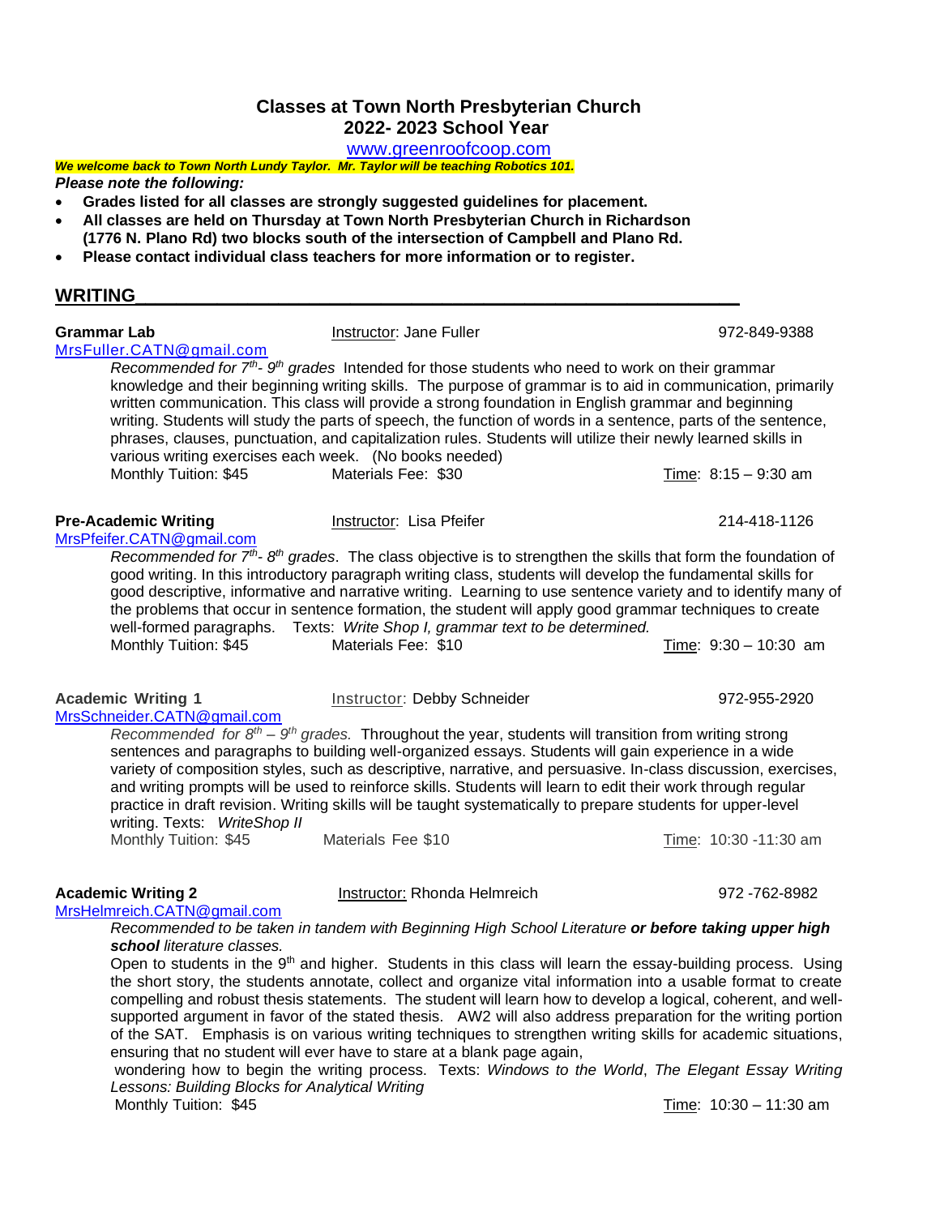# Classes at Town North Presbyterian Church
## 2022- 2023 School Year

www.greenroofcoop.com

***We welcome back to Town North Lundy Taylor. Mr. Taylor will be teaching Robotics 101.***

***Please note the following:***

- **Grades listed for all classes are strongly suggested guidelines for placement.**
- **All classes are held on Thursday at Town North Presbyterian Church in Richardson (1776 N. Plano Rd) two blocks south of the intersection of Campbell and Plano Rd.**
- **Please contact individual class teachers for more information or to register.**

## WRITING

**Grammar Lab** — Instructor: Jane Fuller — 972-849-9388

MrsFuller.CATN@gmail.com

*Recommended for 7th- 9th grades* Intended for those students who need to work on their grammar knowledge and their beginning writing skills. The purpose of grammar is to aid in communication, primarily written communication. This class will provide a strong foundation in English grammar and beginning writing. Students will study the parts of speech, the function of words in a sentence, parts of the sentence, phrases, clauses, punctuation, and capitalization rules. Students will utilize their newly learned skills in various writing exercises each week. (No books needed)

Monthly Tuition: $45 — Materials Fee: $30 — Time: 8:15 – 9:30 am

**Pre-Academic Writing** — Instructor: Lisa Pfeifer — 214-418-1126

MrsPfeifer.CATN@gmail.com

*Recommended for 7th- 8th grades*. The class objective is to strengthen the skills that form the foundation of good writing. In this introductory paragraph writing class, students will develop the fundamental skills for good descriptive, informative and narrative writing. Learning to use sentence variety and to identify many of the problems that occur in sentence formation, the student will apply good grammar techniques to create well-formed paragraphs. Texts: *Write Shop I, grammar text to be determined.*

Monthly Tuition: $45 — Materials Fee: $10 — Time: 9:30 – 10:30 am

**Academic Writing 1** — Instructor: Debby Schneider — 972-955-2920

MrsSchneider.CATN@gmail.com

*Recommended for 8th – 9th grades.* Throughout the year, students will transition from writing strong sentences and paragraphs to building well-organized essays. Students will gain experience in a wide variety of composition styles, such as descriptive, narrative, and persuasive. In-class discussion, exercises, and writing prompts will be used to reinforce skills. Students will learn to edit their work through regular practice in draft revision. Writing skills will be taught systematically to prepare students for upper-level writing. Texts: *WriteShop II*

Monthly Tuition: $45 — Materials Fee $10 — Time: 10:30 -11:30 am

**Academic Writing 2** — Instructor: Rhonda Helmreich — 972 -762-8982

MrsHelmreich.CATN@gmail.com

*Recommended to be taken in tandem with Beginning High School Literature **or before taking upper high school** literature classes.*

Open to students in the 9th and higher. Students in this class will learn the essay-building process. Using the short story, the students annotate, collect and organize vital information into a usable format to create compelling and robust thesis statements. The student will learn how to develop a logical, coherent, and well-supported argument in favor of the stated thesis. AW2 will also address preparation for the writing portion of the SAT. Emphasis is on various writing techniques to strengthen writing skills for academic situations, ensuring that no student will ever have to stare at a blank page again, wondering how to begin the writing process. Texts: *Windows to the World*, *The Elegant Essay Writing Lessons: Building Blocks for Analytical Writing*

Monthly Tuition: $45 — Time: 10:30 – 11:30 am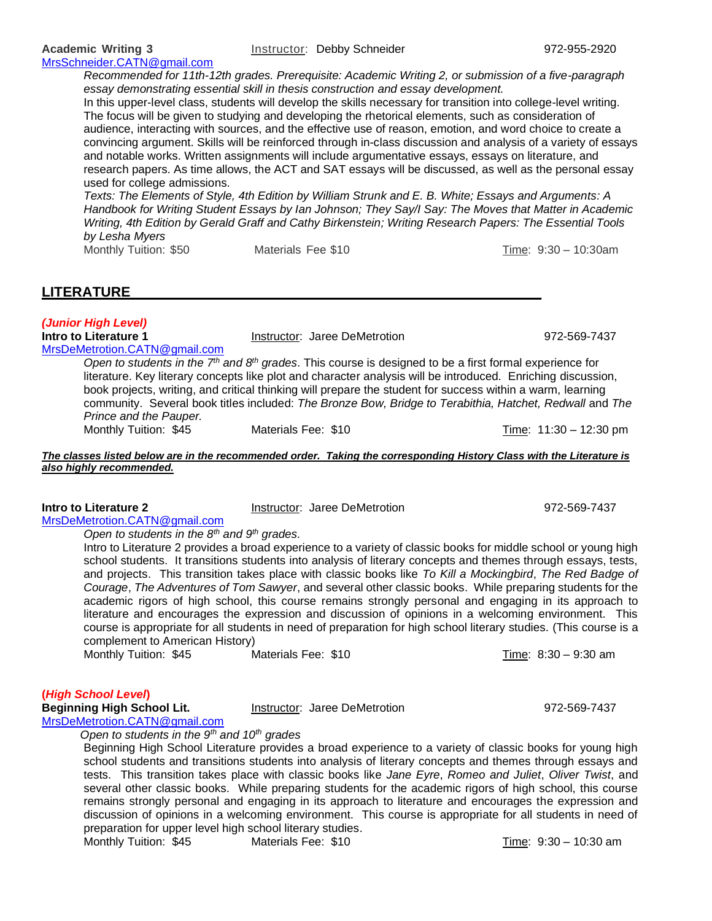**Academic Writing 3** Instructor: Debby Schneider 972-955-2920
MrsSchneider.CATN@gmail.com

*Recommended for 11th-12th grades. Prerequisite: Academic Writing 2, or submission of a five-paragraph essay demonstrating essential skill in thesis construction and essay development.*

In this upper-level class, students will develop the skills necessary for transition into college-level writing. The focus will be given to studying and developing the rhetorical elements, such as consideration of audience, interacting with sources, and the effective use of reason, emotion, and word choice to create a convincing argument. Skills will be reinforced through in-class discussion and analysis of a variety of essays and notable works. Written assignments will include argumentative essays, essays on literature, and research papers. As time allows, the ACT and SAT essays will be discussed, as well as the personal essay used for college admissions.

*Texts: The Elements of Style, 4th Edition by William Strunk and E. B. White; Essays and Arguments: A Handbook for Writing Student Essays by Ian Johnson; They Say/I Say: The Moves that Matter in Academic Writing, 4th Edition by Gerald Graff and Cathy Birkenstein; Writing Research Papers: The Essential Tools by Lesha Myers*

Monthly Tuition: $50 Materials Fee $10 Time: 9:30 – 10:30am

## LITERATURE

***(Junior High Level)***

**Intro to Literature 1** Instructor: Jaree DeMetrotion 972-569-7437
MrsDeMetrotion.CATN@gmail.com

*Open to students in the 7th and 8th grades*. This course is designed to be a first formal experience for literature. Key literature concepts like plot and character analysis will be introduced. Enriching discussion, book projects, writing, and critical thinking will prepare the student for success within a warm, learning community. Several book titles included: *The Bronze Bow, Bridge to Terabithia, Hatchet, Redwall* and *The Prince and the Pauper.*

Monthly Tuition: $45 Materials Fee: $10 Time: 11:30 – 12:30 pm

***The classes listed below are in the recommended order. Taking the corresponding History Class with the Literature is also highly recommended.***

**Intro to Literature 2** Instructor: Jaree DeMetrotion 972-569-7437
MrsDeMetrotion.CATN@gmail.com

*Open to students in the 8th and 9th grades.*

Intro to Literature 2 provides a broad experience to a variety of classic books for middle school or young high school students. It transitions students into analysis of literary concepts and themes through essays, tests, and projects. This transition takes place with classic books like *To Kill a Mockingbird*, *The Red Badge of Courage*, *The Adventures of Tom Sawyer*, and several other classic books. While preparing students for the academic rigors of high school, this course remains strongly personal and engaging in its approach to literature and encourages the expression and discussion of opinions in a welcoming environment. This course is appropriate for all students in need of preparation for high school literary studies. (This course is a complement to American History)

Monthly Tuition: $45 Materials Fee: $10 Time: 8:30 – 9:30 am

***(High School Level)***

**Beginning High School Lit.** Instructor: Jaree DeMetrotion 972-569-7437
MrsDeMetrotion.CATN@gmail.com

*Open to students in the 9th and 10th grades*

Beginning High School Literature provides a broad experience to a variety of classic books for young high school students and transitions students into analysis of literary concepts and themes through essays and tests. This transition takes place with classic books like *Jane Eyre*, *Romeo and Juliet*, *Oliver Twist*, and several other classic books. While preparing students for the academic rigors of high school, this course remains strongly personal and engaging in its approach to literature and encourages the expression and discussion of opinions in a welcoming environment. This course is appropriate for all students in need of preparation for upper level high school literary studies.

Monthly Tuition: $45 Materials Fee: $10 Time: 9:30 – 10:30 am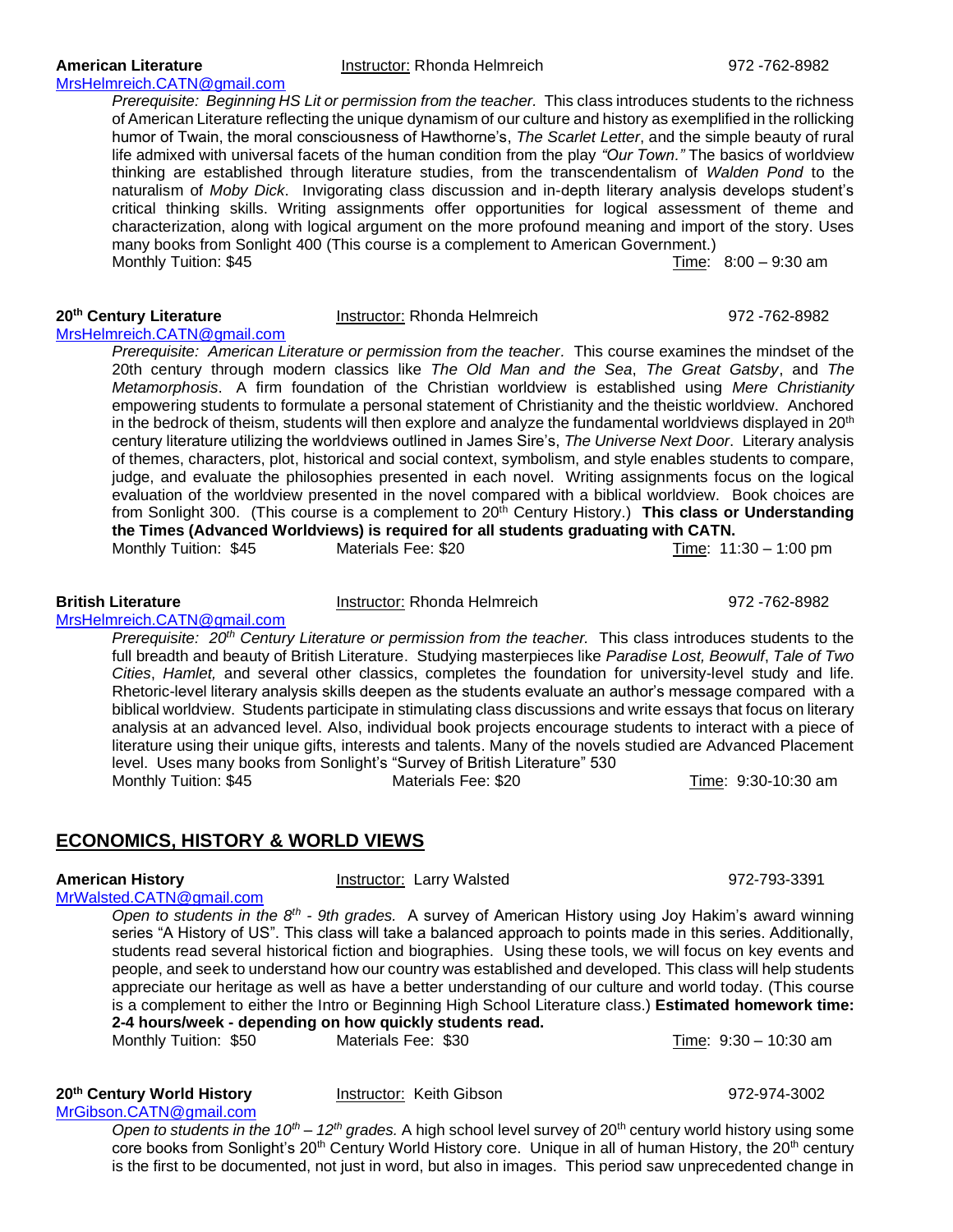**American Literature** Instructor: Rhonda Helmreich 972 -762-8982
MrsHelmreich.CATN@gmail.com

*Prerequisite: Beginning HS Lit or permission from the teacher.* This class introduces students to the richness of American Literature reflecting the unique dynamism of our culture and history as exemplified in the rollicking humor of Twain, the moral consciousness of Hawthorne's, *The Scarlet Letter*, and the simple beauty of rural life admixed with universal facets of the human condition from the play *"Our Town."* The basics of worldview thinking are established through literature studies, from the transcendentalism of *Walden Pond* to the naturalism of *Moby Dick*. Invigorating class discussion and in-depth literary analysis develops student's critical thinking skills. Writing assignments offer opportunities for logical assessment of theme and characterization, along with logical argument on the more profound meaning and import of the story. Uses many books from Sonlight 400 (This course is a complement to American Government.)

Monthly Tuition: $45 Time: 8:00 – 9:30 am

**20th Century Literature** Instructor: Rhonda Helmreich 972 -762-8982
MrsHelmreich.CATN@gmail.com

*Prerequisite: American Literature or permission from the teacher*. This course examines the mindset of the 20th century through modern classics like *The Old Man and the Sea*, *The Great Gatsby*, and *The Metamorphosis*. A firm foundation of the Christian worldview is established using *Mere Christianity* empowering students to formulate a personal statement of Christianity and the theistic worldview. Anchored in the bedrock of theism, students will then explore and analyze the fundamental worldviews displayed in 20th century literature utilizing the worldviews outlined in James Sire's, *The Universe Next Door*. Literary analysis of themes, characters, plot, historical and social context, symbolism, and style enables students to compare, judge, and evaluate the philosophies presented in each novel. Writing assignments focus on the logical evaluation of the worldview presented in the novel compared with a biblical worldview. Book choices are from Sonlight 300. (This course is a complement to 20th Century History.) **This class or Understanding the Times (Advanced Worldviews) is required for all students graduating with CATN.**

Monthly Tuition: $45 Materials Fee: $20 Time: 11:30 – 1:00 pm

**British Literature** Instructor: Rhonda Helmreich 972 -762-8982
MrsHelmreich.CATN@gmail.com

*Prerequisite: 20th Century Literature or permission from the teacher.* This class introduces students to the full breadth and beauty of British Literature. Studying masterpieces like *Paradise Lost, Beowulf*, *Tale of Two Cities*, *Hamlet,* and several other classics, completes the foundation for university-level study and life. Rhetoric-level literary analysis skills deepen as the students evaluate an author's message compared with a biblical worldview. Students participate in stimulating class discussions and write essays that focus on literary analysis at an advanced level. Also, individual book projects encourage students to interact with a piece of literature using their unique gifts, interests and talents. Many of the novels studied are Advanced Placement level. Uses many books from Sonlight's "Survey of British Literature" 530

Monthly Tuition: $45 Materials Fee: $20 Time: 9:30-10:30 am

## ECONOMICS, HISTORY & WORLD VIEWS

**American History** Instructor: Larry Walsted 972-793-3391
MrWalsted.CATN@gmail.com

*Open to students in the 8th - 9th grades.* A survey of American History using Joy Hakim's award winning series "A History of US". This class will take a balanced approach to points made in this series. Additionally, students read several historical fiction and biographies. Using these tools, we will focus on key events and people, and seek to understand how our country was established and developed. This class will help students appreciate our heritage as well as have a better understanding of our culture and world today. (This course is a complement to either the Intro or Beginning High School Literature class.) **Estimated homework time: 2-4 hours/week - depending on how quickly students read.**

Monthly Tuition: $50 Materials Fee: $30 Time: 9:30 – 10:30 am

**20th Century World History** Instructor: Keith Gibson 972-974-3002
MrGibson.CATN@gmail.com

*Open to students in the 10th – 12th grades.* A high school level survey of 20th century world history using some core books from Sonlight's 20th Century World History core. Unique in all of human History, the 20th century is the first to be documented, not just in word, but also in images. This period saw unprecedented change in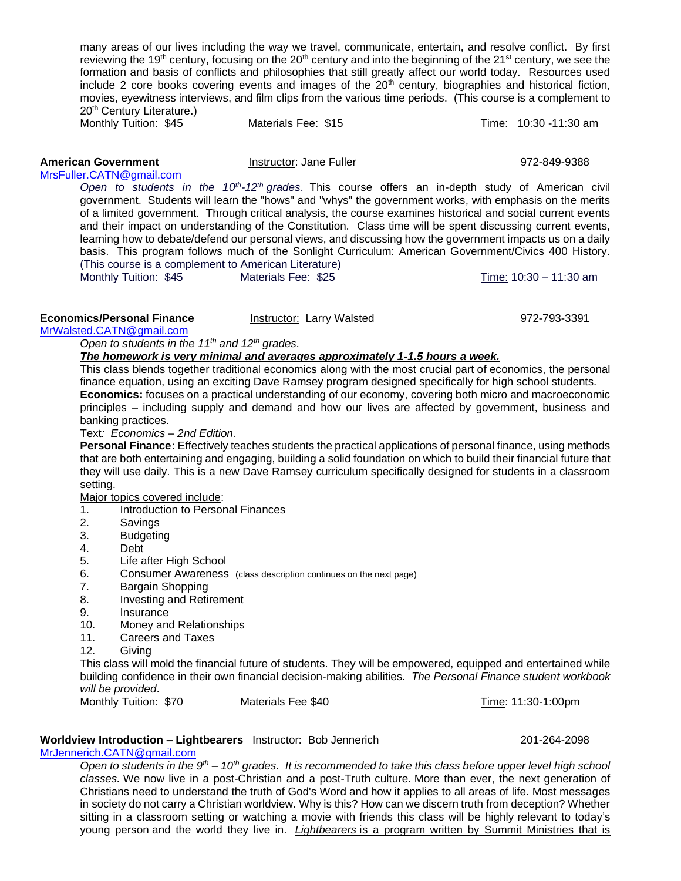many areas of our lives including the way we travel, communicate, entertain, and resolve conflict. By first reviewing the 19th century, focusing on the 20th century and into the beginning of the 21st century, we see the formation and basis of conflicts and philosophies that still greatly affect our world today. Resources used include 2 core books covering events and images of the 20th century, biographies and historical fiction, movies, eyewitness interviews, and film clips from the various time periods. (This course is a complement to 20th Century Literature.)

Monthly Tuition: $45 Materials Fee: $15 Time: 10:30 -11:30 am

**American Government** Instructor: Jane Fuller 972-849-9388
MrsFuller.CATN@gmail.com

*Open to students in the 10th-12th grades*. This course offers an in-depth study of American civil government. Students will learn the "hows" and "whys" the government works, with emphasis on the merits of a limited government. Through critical analysis, the course examines historical and social current events and their impact on understanding of the Constitution. Class time will be spent discussing current events, learning how to debate/defend our personal views, and discussing how the government impacts us on a daily basis. This program follows much of the Sonlight Curriculum: American Government/Civics 400 History. (This course is a complement to American Literature)

Monthly Tuition: $45 Materials Fee: $25 Time: 10:30 – 11:30 am

**Economics/Personal Finance** Instructor: Larry Walsted 972-793-3391
MrWalsted.CATN@gmail.com

*Open to students in the 11th and 12th grades.*

***The homework is very minimal and averages approximately 1-1.5 hours a week.***

This class blends together traditional economics along with the most crucial part of economics, the personal finance equation, using an exciting Dave Ramsey program designed specifically for high school students.

**Economics:** focuses on a practical understanding of our economy, covering both micro and macroeconomic principles – including supply and demand and how our lives are affected by government, business and banking practices.

Text: *Economics – 2nd Edition.*

**Personal Finance:** Effectively teaches students the practical applications of personal finance, using methods that are both entertaining and engaging, building a solid foundation on which to build their financial future that they will use daily. This is a new Dave Ramsey curriculum specifically designed for students in a classroom setting.

Major topics covered include:

1. Introduction to Personal Finances
2. Savings
3. Budgeting
4. Debt
5. Life after High School
6. Consumer Awareness (class description continues on the next page)
7. Bargain Shopping
8. Investing and Retirement
9. Insurance
10. Money and Relationships
11. Careers and Taxes
12. Giving

This class will mold the financial future of students. They will be empowered, equipped and entertained while building confidence in their own financial decision-making abilities. *The Personal Finance student workbook will be provided*.

Monthly Tuition: $70 Materials Fee $40 Time: 11:30-1:00pm

**Worldview Introduction – Lightbearers** Instructor: Bob Jennerich 201-264-2098
MrJennerich.CATN@gmail.com

*Open to students in the 9th – 10th grades. It is recommended to take this class before upper level high school classes.* We now live in a post-Christian and a post-Truth culture. More than ever, the next generation of Christians need to understand the truth of God's Word and how it applies to all areas of life. Most messages in society do not carry a Christian worldview. Why is this? How can we discern truth from deception? Whether sitting in a classroom setting or watching a movie with friends this class will be highly relevant to today's young person and the world they live in. *Lightbearers* is a program written by Summit Ministries that is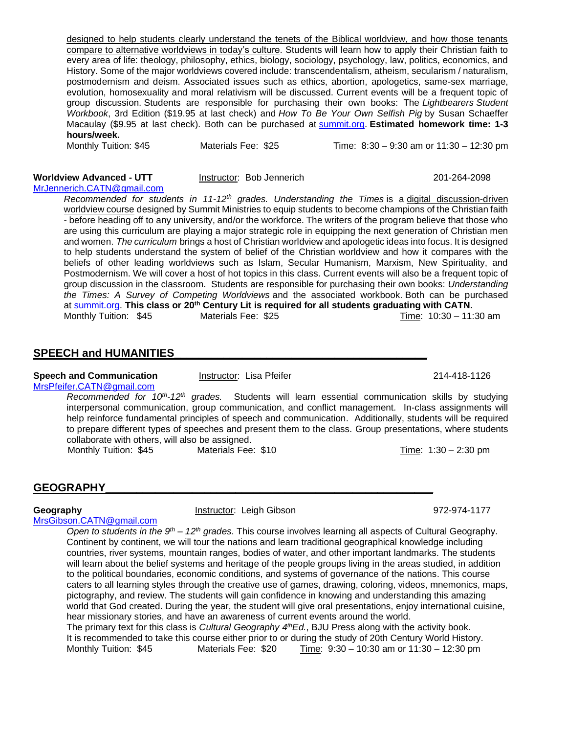designed to help students clearly understand the tenets of the Biblical worldview, and how those tenants compare to alternative worldviews in today's culture. Students will learn how to apply their Christian faith to every area of life: theology, philosophy, ethics, biology, sociology, psychology, law, politics, economics, and History. Some of the major worldviews covered include: transcendentalism, atheism, secularism / naturalism, postmodernism and deism. Associated issues such as ethics, abortion, apologetics, same-sex marriage, evolution, homosexuality and moral relativism will be discussed. Current events will be a frequent topic of group discussion. Students are responsible for purchasing their own books: The *Lightbearers Student Workbook*, 3rd Edition ($19.95 at last check) and *How To Be Your Own Selfish Pig* by Susan Schaeffer Macaulay ($9.95 at last check). Both can be purchased at summit.org. **Estimated homework time: 1-3 hours/week.**

Monthly Tuition: $45 Materials Fee: $25 Time: 8:30 – 9:30 am or 11:30 – 12:30 pm

**Worldview Advanced - UTT** Instructor: Bob Jennerich 201-264-2098
MrJennerich.CATN@gmail.com

*Recommended for students in 11-12th grades. Understanding the Times* is a digital discussion-driven worldview course designed by Summit Ministries to equip students to become champions of the Christian faith - before heading off to any university, and/or the workforce. The writers of the program believe that those who are using this curriculum are playing a major strategic role in equipping the next generation of Christian men and women. *The curriculum* brings a host of Christian worldview and apologetic ideas into focus. It is designed to help students understand the system of belief of the Christian worldview and how it compares with the beliefs of other leading worldviews such as Islam, Secular Humanism, Marxism, New Spirituality, and Postmodernism. We will cover a host of hot topics in this class. Current events will also be a frequent topic of group discussion in the classroom. Students are responsible for purchasing their own books: *Understanding the Times: A Survey of Competing Worldviews* and the associated workbook. Both can be purchased at summit.org. **This class or 20th Century Lit is required for all students graduating with CATN.**

Monthly Tuition: $45 Materials Fee: $25 Time: 10:30 – 11:30 am

## SPEECH and HUMANITIES

**Speech and Communication** Instructor: Lisa Pfeifer 214-418-1126
MrsPfeifer.CATN@gmail.com

*Recommended for 10th-12th grades.* Students will learn essential communication skills by studying interpersonal communication, group communication, and conflict management. In-class assignments will help reinforce fundamental principles of speech and communication. Additionally, students will be required to prepare different types of speeches and present them to the class. Group presentations, where students collaborate with others, will also be assigned.

Monthly Tuition: $45 Materials Fee: $10 Time: 1:30 – 2:30 pm

## GEOGRAPHY

**Geography** Instructor: Leigh Gibson 972-974-1177
MrsGibson.CATN@gmail.com

*Open to students in the 9th – 12th grades*. This course involves learning all aspects of Cultural Geography. Continent by continent, we will tour the nations and learn traditional geographical knowledge including countries, river systems, mountain ranges, bodies of water, and other important landmarks. The students will learn about the belief systems and heritage of the people groups living in the areas studied, in addition to the political boundaries, economic conditions, and systems of governance of the nations. This course caters to all learning styles through the creative use of games, drawing, coloring, videos, mnemonics, maps, pictography, and review. The students will gain confidence in knowing and understanding this amazing world that God created. During the year, the student will give oral presentations, enjoy international cuisine, hear missionary stories, and have an awareness of current events around the world.

The primary text for this class is *Cultural Geography 4thEd.*, BJU Press along with the activity book.
It is recommended to take this course either prior to or during the study of 20th Century World History.

Monthly Tuition: $45 Materials Fee: $20 Time: 9:30 – 10:30 am or 11:30 – 12:30 pm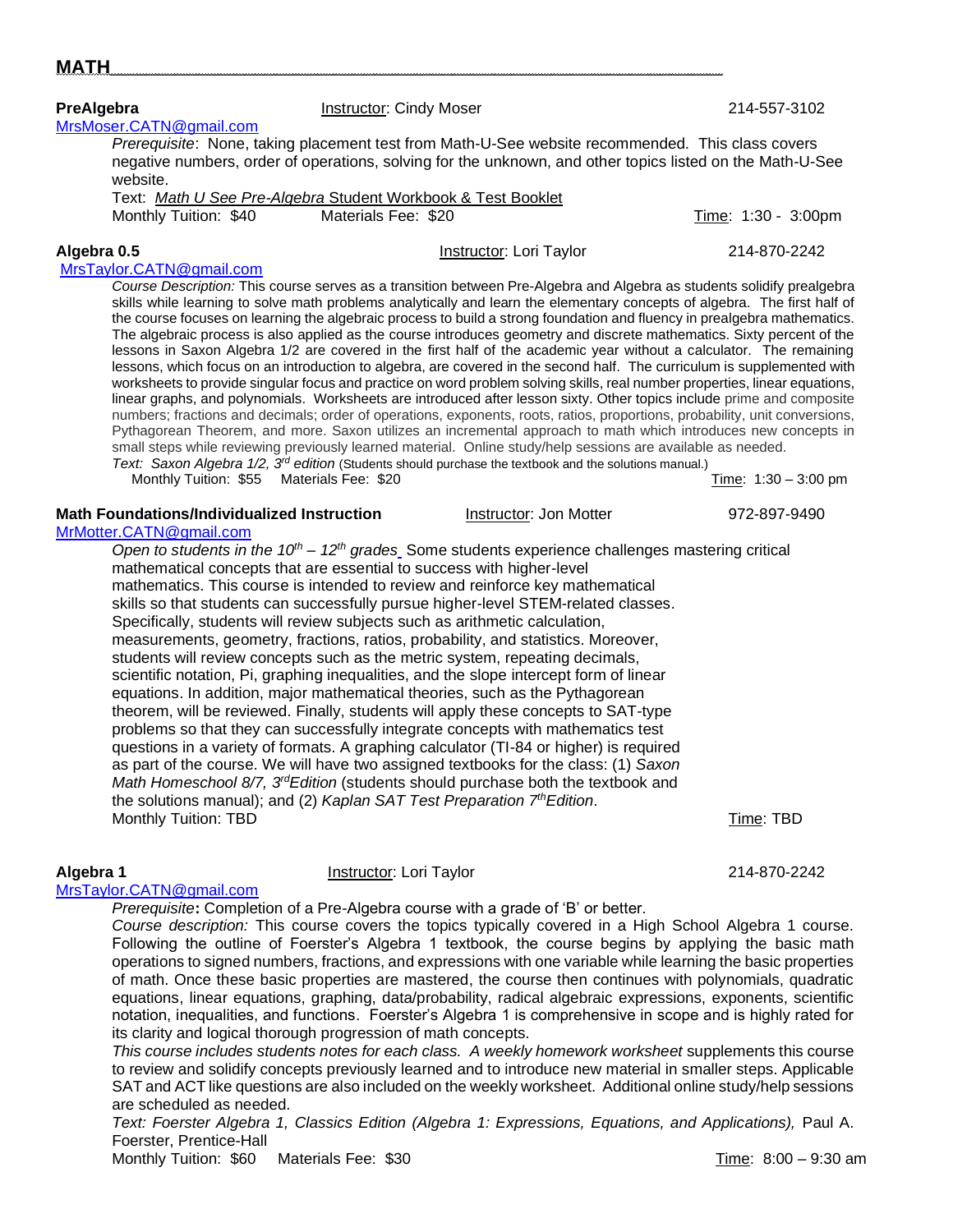# MATH

**PreAlgebra** Instructor: Cindy Moser 214-557-3102
MrsMoser.CATN@gmail.com

*Prerequisite*: None, taking placement test from Math-U-See website recommended. This class covers negative numbers, order of operations, solving for the unknown, and other topics listed on the Math-U-See website.

Text: *Math U See Pre-Algebra* Student Workbook & Test Booklet

Monthly Tuition: $40 Materials Fee: $20 Time: 1:30 - 3:00pm

**Algebra 0.5** Instructor: Lori Taylor 214-870-2242
MrsTaylor.CATN@gmail.com

*Course Description:* This course serves as a transition between Pre-Algebra and Algebra as students solidify prealgebra skills while learning to solve math problems analytically and learn the elementary concepts of algebra. The first half of the course focuses on learning the algebraic process to build a strong foundation and fluency in prealgebra mathematics. The algebraic process is also applied as the course introduces geometry and discrete mathematics. Sixty percent of the lessons in Saxon Algebra 1/2 are covered in the first half of the academic year without a calculator. The remaining lessons, which focus on an introduction to algebra, are covered in the second half. The curriculum is supplemented with worksheets to provide singular focus and practice on word problem solving skills, real number properties, linear equations, linear graphs, and polynomials. Worksheets are introduced after lesson sixty. Other topics include prime and composite numbers; fractions and decimals; order of operations, exponents, roots, ratios, proportions, probability, unit conversions, Pythagorean Theorem, and more. Saxon utilizes an incremental approach to math which introduces new concepts in small steps while reviewing previously learned material. Online study/help sessions are available as needed.

*Text: Saxon Algebra 1/2, 3rd edition* (Students should purchase the textbook and the solutions manual.)

Monthly Tuition: $55 Materials Fee: $20 Time: 1:30 – 3:00 pm

**Math Foundations/Individualized Instruction** Instructor: Jon Motter 972-897-9490
MrMotter.CATN@gmail.com

*Open to students in the 10th – 12th grades* Some students experience challenges mastering critical mathematical concepts that are essential to success with higher-level mathematics. This course is intended to review and reinforce key mathematical skills so that students can successfully pursue higher-level STEM-related classes. Specifically, students will review subjects such as arithmetic calculation, measurements, geometry, fractions, ratios, probability, and statistics. Moreover, students will review concepts such as the metric system, repeating decimals, scientific notation, Pi, graphing inequalities, and the slope intercept form of linear equations. In addition, major mathematical theories, such as the Pythagorean theorem, will be reviewed. Finally, students will apply these concepts to SAT-type problems so that they can successfully integrate concepts with mathematics test questions in a variety of formats. A graphing calculator (TI-84 or higher) is required as part of the course. We will have two assigned textbooks for the class: (1) *Saxon Math Homeschool 8/7, 3rdEdition* (students should purchase both the textbook and the solutions manual); and (2) *Kaplan SAT Test Preparation 7thEdition*.

Monthly Tuition: TBD Time: TBD

**Algebra 1** Instructor: Lori Taylor 214-870-2242
MrsTaylor.CATN@gmail.com

*Prerequisite*: Completion of a Pre-Algebra course with a grade of 'B' or better.

*Course description:* This course covers the topics typically covered in a High School Algebra 1 course. Following the outline of Foerster's Algebra 1 textbook, the course begins by applying the basic math operations to signed numbers, fractions, and expressions with one variable while learning the basic properties of math. Once these basic properties are mastered, the course then continues with polynomials, quadratic equations, linear equations, graphing, data/probability, radical algebraic expressions, exponents, scientific notation, inequalities, and functions. Foerster's Algebra 1 is comprehensive in scope and is highly rated for its clarity and logical thorough progression of math concepts.

*This course includes students notes for each class. A weekly homework worksheet* supplements this course to review and solidify concepts previously learned and to introduce new material in smaller steps. Applicable SAT and ACT like questions are also included on the weekly worksheet. Additional online study/help sessions are scheduled as needed.

*Text: Foerster Algebra 1, Classics Edition (Algebra 1: Expressions, Equations, and Applications),* Paul A. Foerster, Prentice-Hall

Monthly Tuition: $60 Materials Fee: $30 Time: 8:00 – 9:30 am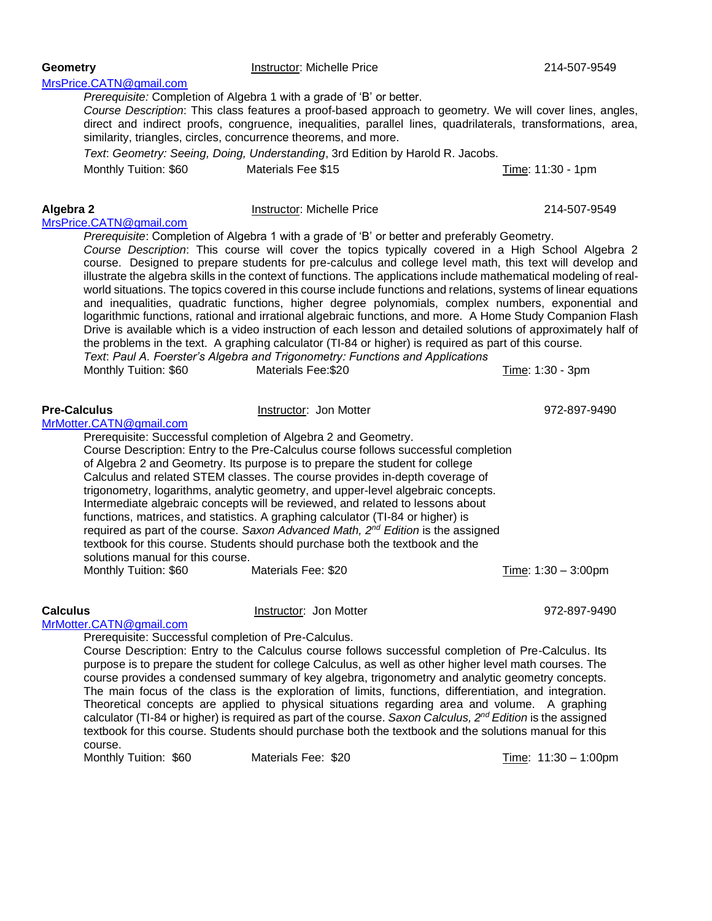**Geometry** Instructor: Michelle Price 214-507-9549
MrsPrice.CATN@gmail.com

*Prerequisite:* Completion of Algebra 1 with a grade of 'B' or better.

*Course Description*: This class features a proof-based approach to geometry. We will cover lines, angles, direct and indirect proofs, congruence, inequalities, parallel lines, quadrilaterals, transformations, area, similarity, triangles, circles, concurrence theorems, and more.

*Text*: *Geometry: Seeing, Doing, Understanding*, 3rd Edition by Harold R. Jacobs.

Monthly Tuition: $60 Materials Fee $15 Time: 11:30 - 1pm

**Algebra 2** Instructor: Michelle Price 214-507-9549
MrsPrice.CATN@gmail.com

*Prerequisite*: Completion of Algebra 1 with a grade of 'B' or better and preferably Geometry.

*Course Description*: This course will cover the topics typically covered in a High School Algebra 2 course. Designed to prepare students for pre-calculus and college level math, this text will develop and illustrate the algebra skills in the context of functions. The applications include mathematical modeling of real-world situations. The topics covered in this course include functions and relations, systems of linear equations and inequalities, quadratic functions, higher degree polynomials, complex numbers, exponential and logarithmic functions, rational and irrational algebraic functions, and more. A Home Study Companion Flash Drive is available which is a video instruction of each lesson and detailed solutions of approximately half of the problems in the text. A graphing calculator (TI-84 or higher) is required as part of this course.

*Text*: *Paul A. Foerster's Algebra and Trigonometry: Functions and Applications*

Monthly Tuition: $60 Materials Fee:$20 Time: 1:30 - 3pm

**Pre-Calculus** Instructor: Jon Motter 972-897-9490
MrMotter.CATN@gmail.com

Prerequisite: Successful completion of Algebra 2 and Geometry.

Course Description: Entry to the Pre-Calculus course follows successful completion of Algebra 2 and Geometry. Its purpose is to prepare the student for college Calculus and related STEM classes. The course provides in-depth coverage of trigonometry, logarithms, analytic geometry, and upper-level algebraic concepts. Intermediate algebraic concepts will be reviewed, and related to lessons about functions, matrices, and statistics. A graphing calculator (TI-84 or higher) is required as part of the course. *Saxon Advanced Math, 2nd Edition* is the assigned textbook for this course. Students should purchase both the textbook and the solutions manual for this course.

Monthly Tuition: $60 Materials Fee: $20 Time: 1:30 – 3:00pm

**Calculus** Instructor: Jon Motter 972-897-9490
MrMotter.CATN@gmail.com

Prerequisite: Successful completion of Pre-Calculus.

Course Description: Entry to the Calculus course follows successful completion of Pre-Calculus. Its purpose is to prepare the student for college Calculus, as well as other higher level math courses. The course provides a condensed summary of key algebra, trigonometry and analytic geometry concepts. The main focus of the class is the exploration of limits, functions, differentiation, and integration. Theoretical concepts are applied to physical situations regarding area and volume. A graphing calculator (TI-84 or higher) is required as part of the course. *Saxon Calculus, 2nd Edition* is the assigned textbook for this course. Students should purchase both the textbook and the solutions manual for this course.

Monthly Tuition: $60 Materials Fee: $20 Time: 11:30 – 1:00pm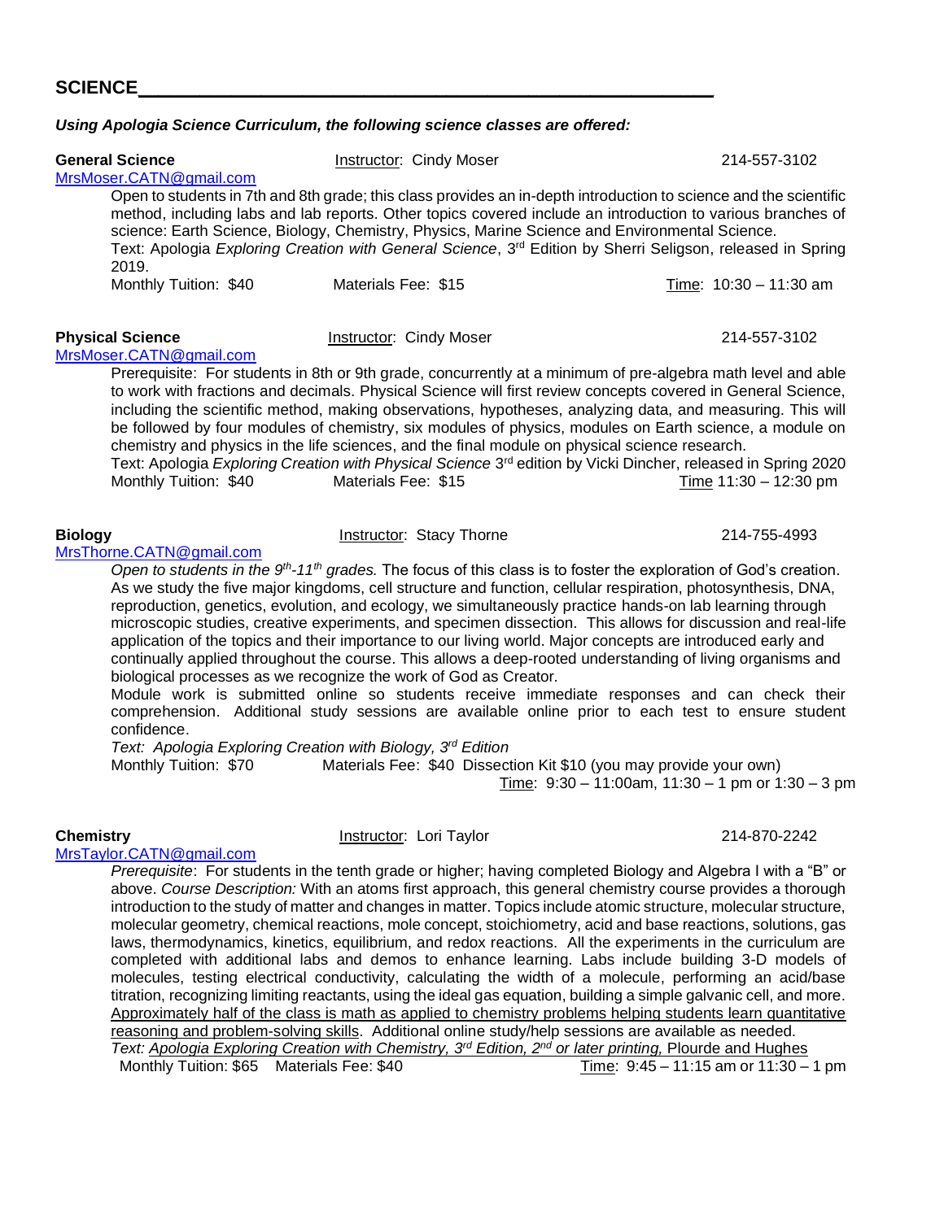## SCIENCE

***Using Apologia Science Curriculum, the following science classes are offered:***

**General Science** — Instructor: Cindy Moser — 214-557-3102
MrsMoser.CATN@gmail.com

Open to students in 7th and 8th grade; this class provides an in-depth introduction to science and the scientific method, including labs and lab reports. Other topics covered include an introduction to various branches of science: Earth Science, Biology, Chemistry, Physics, Marine Science and Environmental Science.
Text: Apologia *Exploring Creation with General Science*, 3rd Edition by Sherri Seligson, released in Spring 2019.
Monthly Tuition: $40 Materials Fee: $15 Time: 10:30 – 11:30 am

**Physical Science** — Instructor: Cindy Moser — 214-557-3102
MrsMoser.CATN@gmail.com

Prerequisite: For students in 8th or 9th grade, concurrently at a minimum of pre-algebra math level and able to work with fractions and decimals. Physical Science will first review concepts covered in General Science, including the scientific method, making observations, hypotheses, analyzing data, and measuring. This will be followed by four modules of chemistry, six modules of physics, modules on Earth science, a module on chemistry and physics in the life sciences, and the final module on physical science research.
Text: Apologia *Exploring Creation with Physical Science* 3rd edition by Vicki Dincher, released in Spring 2020
Monthly Tuition: $40 Materials Fee: $15 Time 11:30 – 12:30 pm

**Biology** — Instructor: Stacy Thorne — 214-755-4993
MrsThorne.CATN@gmail.com

*Open to students in the 9th-11th grades.* The focus of this class is to foster the exploration of God's creation. As we study the five major kingdoms, cell structure and function, cellular respiration, photosynthesis, DNA, reproduction, genetics, evolution, and ecology, we simultaneously practice hands-on lab learning through microscopic studies, creative experiments, and specimen dissection. This allows for discussion and real-life application of the topics and their importance to our living world. Major concepts are introduced early and continually applied throughout the course. This allows a deep-rooted understanding of living organisms and biological processes as we recognize the work of God as Creator.
Module work is submitted online so students receive immediate responses and can check their comprehension. Additional study sessions are available online prior to each test to ensure student confidence.
*Text: Apologia Exploring Creation with Biology, 3rd Edition*
Monthly Tuition: $70 Materials Fee: $40 Dissection Kit $10 (you may provide your own)
Time: 9:30 – 11:00am, 11:30 – 1 pm or 1:30 – 3 pm

**Chemistry** — Instructor: Lori Taylor — 214-870-2242
MrsTaylor.CATN@gmail.com

*Prerequisite*: For students in the tenth grade or higher; having completed Biology and Algebra I with a "B" or above. *Course Description:* With an atoms first approach, this general chemistry course provides a thorough introduction to the study of matter and changes in matter. Topics include atomic structure, molecular structure, molecular geometry, chemical reactions, mole concept, stoichiometry, acid and base reactions, solutions, gas laws, thermodynamics, kinetics, equilibrium, and redox reactions. All the experiments in the curriculum are completed with additional labs and demos to enhance learning. Labs include building 3-D models of molecules, testing electrical conductivity, calculating the width of a molecule, performing an acid/base titration, recognizing limiting reactants, using the ideal gas equation, building a simple galvanic cell, and more. Approximately half of the class is math as applied to chemistry problems helping students learn quantitative reasoning and problem-solving skills. Additional online study/help sessions are available as needed.
*Text: Apologia Exploring Creation with Chemistry, 3rd Edition, 2nd or later printing,* Plourde and Hughes
Monthly Tuition: $65 Materials Fee: $40 Time: 9:45 – 11:15 am or 11:30 – 1 pm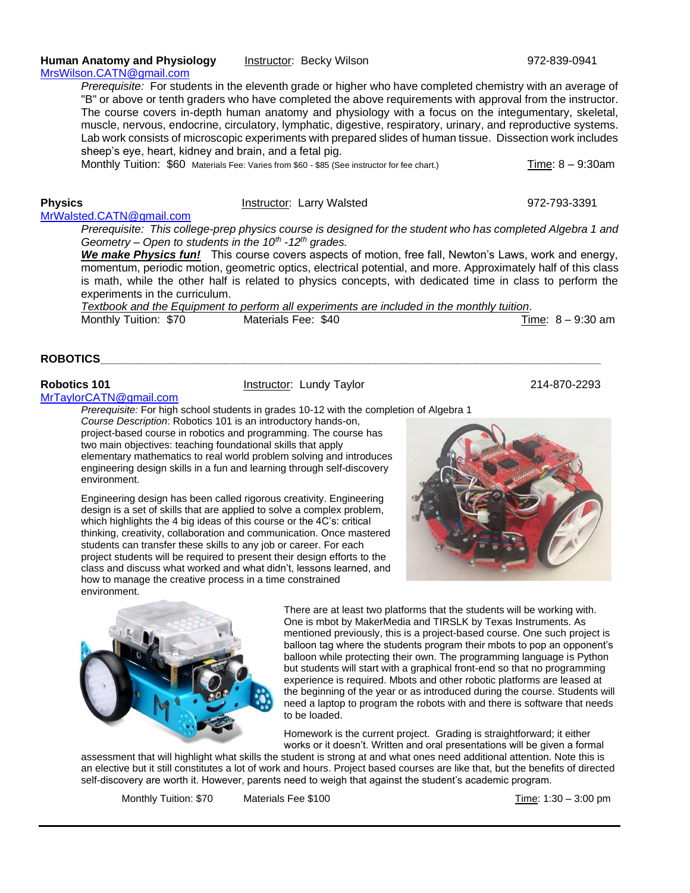**Human Anatomy and Physiology** Instructor: Becky Wilson 972-839-0941
MrsWilson.CATN@gmail.com

*Prerequisite:* For students in the eleventh grade or higher who have completed chemistry with an average of "B" or above or tenth graders who have completed the above requirements with approval from the instructor. The course covers in-depth human anatomy and physiology with a focus on the integumentary, skeletal, muscle, nervous, endocrine, circulatory, lymphatic, digestive, respiratory, urinary, and reproductive systems. Lab work consists of microscopic experiments with prepared slides of human tissue. Dissection work includes sheep's eye, heart, kidney and brain, and a fetal pig.

Monthly Tuition: $60 Materials Fee: Varies from $60 - $85 (See instructor for fee chart.) Time: 8 – 9:30am

**Physics** Instructor: Larry Walsted 972-793-3391
MrWalsted.CATN@gmail.com

*Prerequisite: This college-prep physics course is designed for the student who has completed Algebra 1 and Geometry – Open to students in the 10th -12th grades.*

***We make Physics fun!*** This course covers aspects of motion, free fall, Newton's Laws, work and energy, momentum, periodic motion, geometric optics, electrical potential, and more. Approximately half of this class is math, while the other half is related to physics concepts, with dedicated time in class to perform the experiments in the curriculum.

*Textbook and the Equipment to perform all experiments are included in the monthly tuition.*

Monthly Tuition: $70 Materials Fee: $40 Time: 8 – 9:30 am

## ROBOTICS

**Robotics 101** Instructor: Lundy Taylor 214-870-2293
MrTaylorCATN@gmail.com

*Prerequisite:* For high school students in grades 10-12 with the completion of Algebra 1

*Course Description*: Robotics 101 is an introductory hands-on, project-based course in robotics and programming. The course has two main objectives: teaching foundational skills that apply elementary mathematics to real world problem solving and introduces engineering design skills in a fun and learning through self-discovery environment.

Engineering design has been called rigorous creativity. Engineering design is a set of skills that are applied to solve a complex problem, which highlights the 4 big ideas of this course or the 4C's: critical thinking, creativity, collaboration and communication. Once mastered students can transfer these skills to any job or career. For each project students will be required to present their design efforts to the class and discuss what worked and what didn't, lessons learned, and how to manage the creative process in a time constrained environment.

There are at least two platforms that the students will be working with. One is mbot by MakerMedia and TIRSLK by Texas Instruments. As mentioned previously, this is a project-based course. One such project is balloon tag where the students program their mbots to pop an opponent's balloon while protecting their own. The programming language is Python but students will start with a graphical front-end so that no programming experience is required. Mbots and other robotic platforms are leased at the beginning of the year or as introduced during the course. Students will need a laptop to program the robots with and there is software that needs to be loaded.

Homework is the current project. Grading is straightforward; it either works or it doesn't. Written and oral presentations will be given a formal assessment that will highlight what skills the student is strong at and what ones need additional attention. Note this is an elective but it still constitutes a lot of work and hours. Project based courses are like that, but the benefits of directed self-discovery are worth it. However, parents need to weigh that against the student's academic program.

Monthly Tuition: $70 Materials Fee $100 Time: 1:30 – 3:00 pm